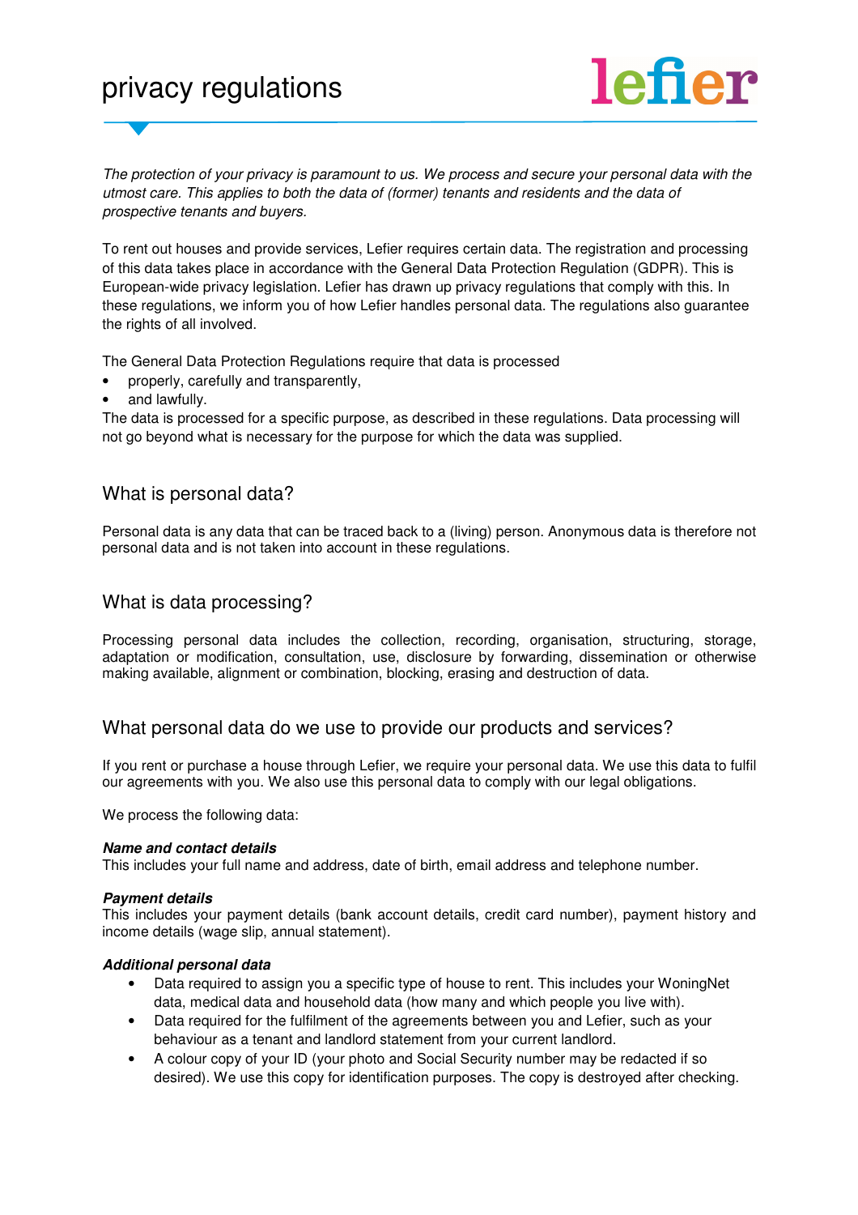# privacy regulations

*The protection of your privacy is paramount to us. We process and secure your personal data with the utmost care. This applies to both the data of (former) tenants and residents and the data of prospective tenants and buyers.*

To rent out houses and provide services, Lefier requires certain data. The registration and processing of this data takes place in accordance with the General Data Protection Regulation (GDPR). This is European-wide privacy legislation. Lefier has drawn up privacy regulations that comply with this. In these regulations, we inform you of how Lefier handles personal data. The regulations also guarantee the rights of all involved.

The General Data Protection Regulations require that data is processed

- properly, carefully and transparently,
- and lawfully.

The data is processed for a specific purpose, as described in these regulations. Data processing will not go beyond what is necessary for the purpose for which the data was supplied.

## What is personal data?

Personal data is any data that can be traced back to a (living) person. Anonymous data is therefore not personal data and is not taken into account in these regulations.

## What is data processing?

Processing personal data includes the collection, recording, organisation, structuring, storage, adaptation or modification, consultation, use, disclosure by forwarding, dissemination or otherwise making available, alignment or combination, blocking, erasing and destruction of data.

## What personal data do we use to provide our products and services?

If you rent or purchase a house through Lefier, we require your personal data. We use this data to fulfil our agreements with you. We also use this personal data to comply with our legal obligations.

We process the following data:

***Name and contact details***

This includes your full name and address, date of birth, email address and telephone number.

***Payment details***

This includes your payment details (bank account details, credit card number), payment history and income details (wage slip, annual statement).

***Additional personal data***

- Data required to assign you a specific type of house to rent. This includes your WoningNet data, medical data and household data (how many and which people you live with).
- Data required for the fulfilment of the agreements between you and Lefier, such as your behaviour as a tenant and landlord statement from your current landlord.
- A colour copy of your ID (your photo and Social Security number may be redacted if so desired). We use this copy for identification purposes. The copy is destroyed after checking.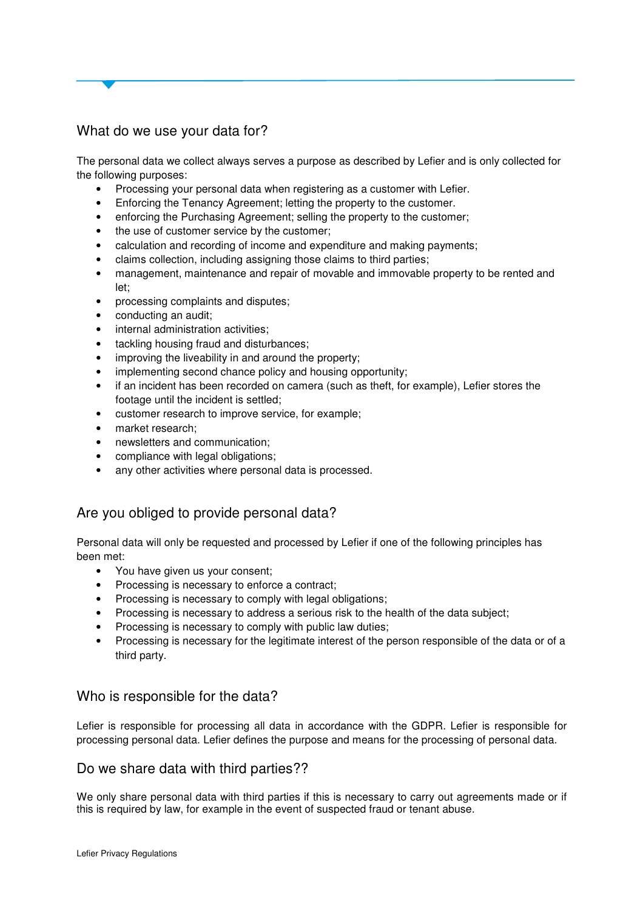## What do we use your data for?

The personal data we collect always serves a purpose as described by Lefier and is only collected for the following purposes:

- Processing your personal data when registering as a customer with Lefier.
- Enforcing the Tenancy Agreement; letting the property to the customer.
- enforcing the Purchasing Agreement; selling the property to the customer;
- the use of customer service by the customer;
- calculation and recording of income and expenditure and making payments;
- claims collection, including assigning those claims to third parties;
- management, maintenance and repair of movable and immovable property to be rented and let;
- processing complaints and disputes;
- conducting an audit;
- internal administration activities;
- tackling housing fraud and disturbances;
- improving the liveability in and around the property;
- implementing second chance policy and housing opportunity;
- if an incident has been recorded on camera (such as theft, for example), Lefier stores the footage until the incident is settled;
- customer research to improve service, for example;
- market research;
- newsletters and communication;
- compliance with legal obligations;
- any other activities where personal data is processed.

## Are you obliged to provide personal data?

Personal data will only be requested and processed by Lefier if one of the following principles has been met:

- You have given us your consent;
- Processing is necessary to enforce a contract;
- Processing is necessary to comply with legal obligations;
- Processing is necessary to address a serious risk to the health of the data subject;
- Processing is necessary to comply with public law duties;
- Processing is necessary for the legitimate interest of the person responsible of the data or of a third party.

## Who is responsible for the data?

Lefier is responsible for processing all data in accordance with the GDPR. Lefier is responsible for processing personal data. Lefier defines the purpose and means for the processing of personal data.

## Do we share data with third parties??

We only share personal data with third parties if this is necessary to carry out agreements made or if this is required by law, for example in the event of suspected fraud or tenant abuse.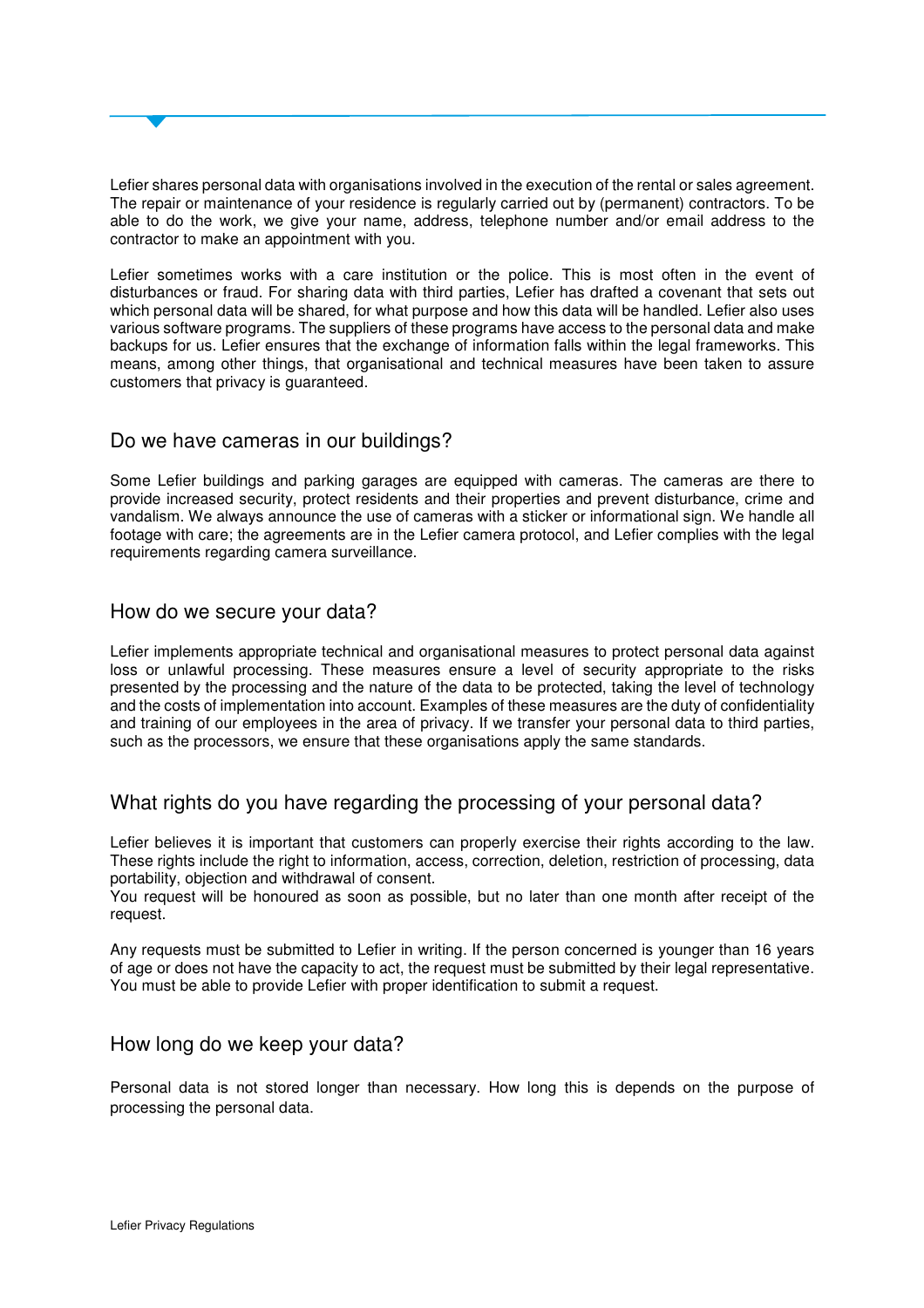Lefier shares personal data with organisations involved in the execution of the rental or sales agreement. The repair or maintenance of your residence is regularly carried out by (permanent) contractors. To be able to do the work, we give your name, address, telephone number and/or email address to the contractor to make an appointment with you.

Lefier sometimes works with a care institution or the police. This is most often in the event of disturbances or fraud. For sharing data with third parties, Lefier has drafted a covenant that sets out which personal data will be shared, for what purpose and how this data will be handled. Lefier also uses various software programs. The suppliers of these programs have access to the personal data and make backups for us. Lefier ensures that the exchange of information falls within the legal frameworks. This means, among other things, that organisational and technical measures have been taken to assure customers that privacy is guaranteed.

## Do we have cameras in our buildings?

Some Lefier buildings and parking garages are equipped with cameras. The cameras are there to provide increased security, protect residents and their properties and prevent disturbance, crime and vandalism. We always announce the use of cameras with a sticker or informational sign. We handle all footage with care; the agreements are in the Lefier camera protocol, and Lefier complies with the legal requirements regarding camera surveillance.

## How do we secure your data?

Lefier implements appropriate technical and organisational measures to protect personal data against loss or unlawful processing. These measures ensure a level of security appropriate to the risks presented by the processing and the nature of the data to be protected, taking the level of technology and the costs of implementation into account. Examples of these measures are the duty of confidentiality and training of our employees in the area of privacy. If we transfer your personal data to third parties, such as the processors, we ensure that these organisations apply the same standards.

## What rights do you have regarding the processing of your personal data?

Lefier believes it is important that customers can properly exercise their rights according to the law. These rights include the right to information, access, correction, deletion, restriction of processing, data portability, objection and withdrawal of consent.
You request will be honoured as soon as possible, but no later than one month after receipt of the request.

Any requests must be submitted to Lefier in writing. If the person concerned is younger than 16 years of age or does not have the capacity to act, the request must be submitted by their legal representative. You must be able to provide Lefier with proper identification to submit a request.

## How long do we keep your data?

Personal data is not stored longer than necessary. How long this is depends on the purpose of processing the personal data.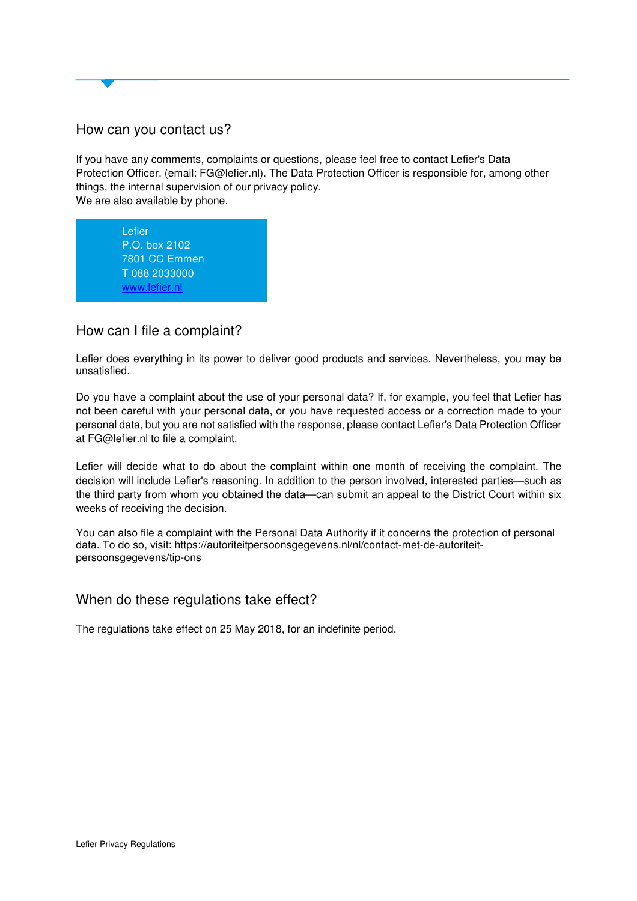## How can you contact us?

If you have any comments, complaints or questions, please feel free to contact Lefier's Data Protection Officer. (email: FG@lefier.nl). The Data Protection Officer is responsible for, among other things, the internal supervision of our privacy policy.
We are also available by phone.

Lefier
P.O. box 2102
7801 CC Emmen
T 088 2033000
www.lefier.nl

## How can I file a complaint?

Lefier does everything in its power to deliver good products and services. Nevertheless, you may be unsatisfied.

Do you have a complaint about the use of your personal data? If, for example, you feel that Lefier has not been careful with your personal data, or you have requested access or a correction made to your personal data, but you are not satisfied with the response, please contact Lefier's Data Protection Officer at FG@lefier.nl to file a complaint.

Lefier will decide what to do about the complaint within one month of receiving the complaint. The decision will include Lefier's reasoning. In addition to the person involved, interested parties—such as the third party from whom you obtained the data—can submit an appeal to the District Court within six weeks of receiving the decision.

You can also file a complaint with the Personal Data Authority if it concerns the protection of personal data. To do so, visit: https://autoriteitpersoonsgegevens.nl/nl/contact-met-de-autoriteit-persoonsgegevens/tip-ons

## When do these regulations take effect?

The regulations take effect on 25 May 2018, for an indefinite period.